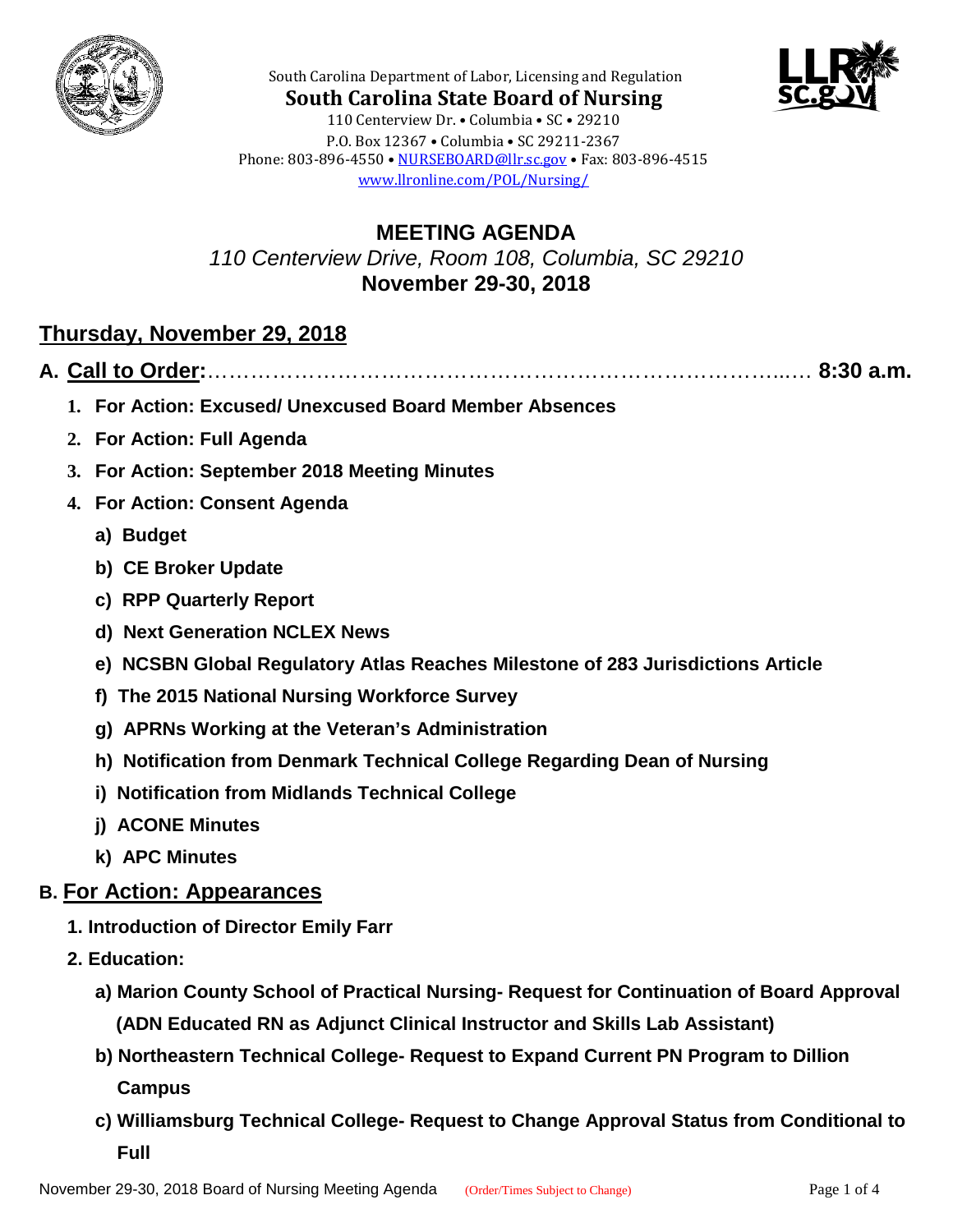South Carolina Department of Labor, Licensing and Regulation

**South Carolina State Board of Nursing**

110 Centerview Dr. • Columbia • SC • 29210
P.O. Box 12367 • Columbia • SC 29211-2367
Phone: 803-896-4550 • NURSEBOARD@llr.sc.gov • Fax: 803-896-4515
www.llronline.com/POL/Nursing/

# MEETING AGENDA

*110 Centerview Drive, Room 108, Columbia, SC 29210*

**November 29-30, 2018**

## Thursday, November 29, 2018

### A. Call to Order:………………………………………………………………………..… 8:30 a.m.

1. **For Action: Excused/ Unexcused Board Member Absences**
2. **For Action: Full Agenda**
3. **For Action: September 2018 Meeting Minutes**
4. **For Action: Consent Agenda**
   - **a) Budget**
   - **b) CE Broker Update**
   - **c) RPP Quarterly Report**
   - **d) Next Generation NCLEX News**
   - **e) NCSBN Global Regulatory Atlas Reaches Milestone of 283 Jurisdictions Article**
   - **f) The 2015 National Nursing Workforce Survey**
   - **g) APRNs Working at the Veteran's Administration**
   - **h) Notification from Denmark Technical College Regarding Dean of Nursing**
   - **i) Notification from Midlands Technical College**
   - **j) ACONE Minutes**
   - **k) APC Minutes**

### B. For Action: Appearances

1. **Introduction of Director Emily Farr**
2. **Education:**
   - **a) Marion County School of Practical Nursing- Request for Continuation of Board Approval (ADN Educated RN as Adjunct Clinical Instructor and Skills Lab Assistant)**
   - **b) Northeastern Technical College- Request to Expand Current PN Program to Dillion Campus**
   - **c) Williamsburg Technical College- Request to Change Approval Status from Conditional to Full**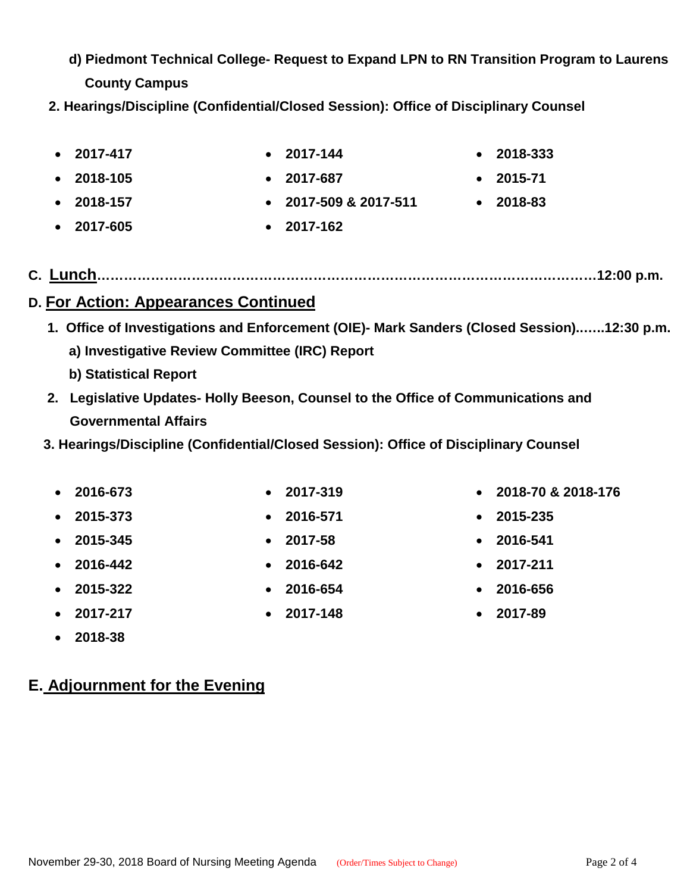**d) Piedmont Technical College- Request to Expand LPN to RN Transition Program to Laurens County Campus**

**2. Hearings/Discipline (Confidential/Closed Session): Office of Disciplinary Counsel**

- **2017-417**
- **2018-105**
- **2018-157**
- **2017-605**
- **2017-144**
- **2017-687**
- **2017-509 & 2017-511**
- **2017-162**
- **2018-333**
- **2015-71**
- **2018-83**

**C. Lunch………………………………………………………………………………………………12:00 p.m.**

## D. For Action: Appearances Continued

**1. Office of Investigations and Enforcement (OIE)- Mark Sanders (Closed Session).……12:30 p.m.**

**a) Investigative Review Committee (IRC) Report**

**b) Statistical Report**

**2. Legislative Updates- Holly Beeson, Counsel to the Office of Communications and Governmental Affairs**

**3. Hearings/Discipline (Confidential/Closed Session): Office of Disciplinary Counsel**

- **2016-673**
- **2015-373**
- **2015-345**
- **2016-442**
- **2015-322**
- **2017-217**
- **2018-38**
- **2017-319**
- **2016-571**
- **2017-58**
- **2016-642**
- **2016-654**
- **2017-148**
- **2018-70 & 2018-176**
- **2015-235**
- **2016-541**
- **2017-211**
- **2016-656**
- **2017-89**

## E. Adjournment for the Evening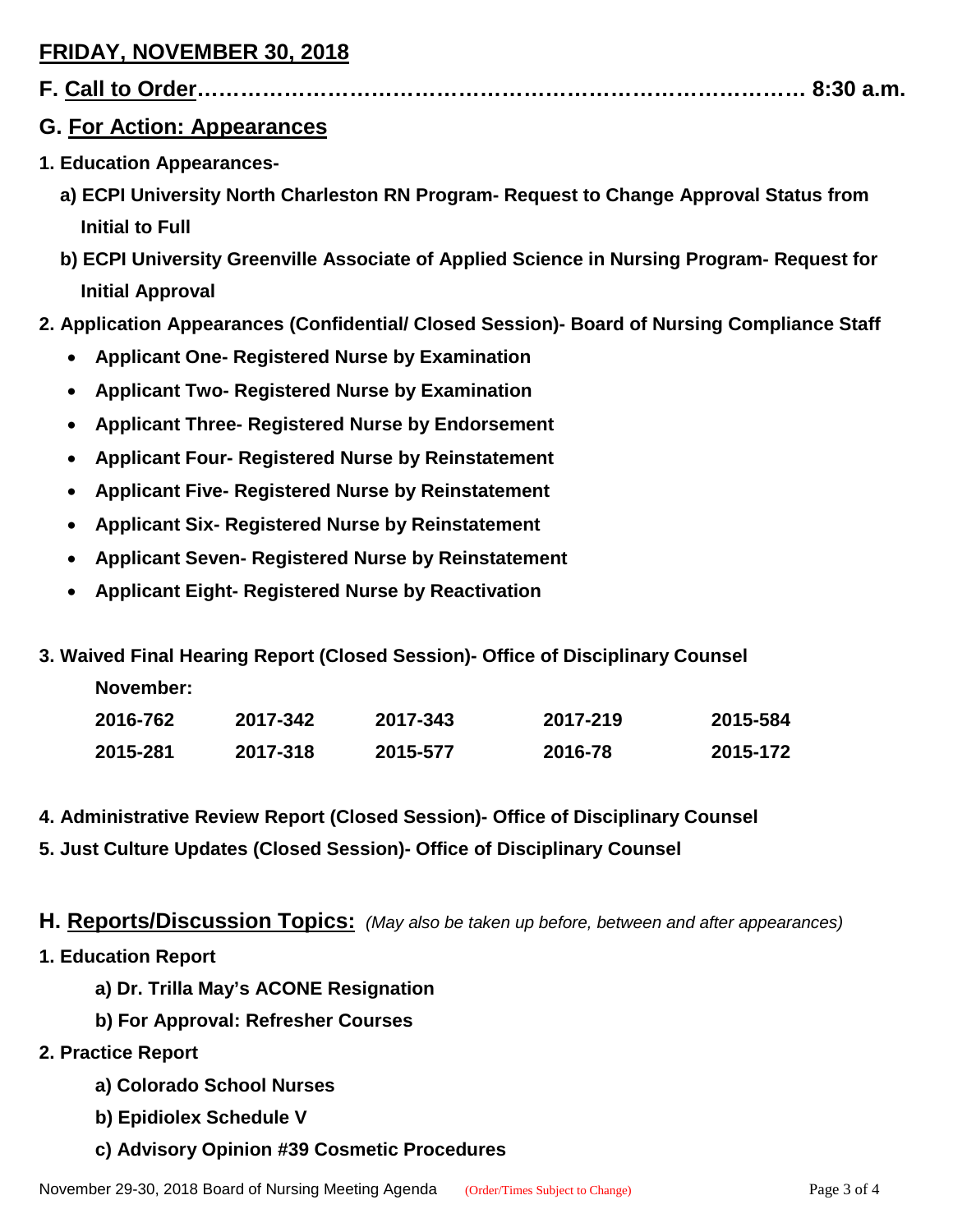## FRIDAY, NOVEMBER 30, 2018

**F. Call to Order……………………………………………………………………… 8:30 a.m.**

## G. For Action: Appearances

**1. Education Appearances-**

**a) ECPI University North Charleston RN Program- Request to Change Approval Status from Initial to Full**

**b) ECPI University Greenville Associate of Applied Science in Nursing Program- Request for Initial Approval**

**2. Application Appearances (Confidential/ Closed Session)- Board of Nursing Compliance Staff**

- **Applicant One- Registered Nurse by Examination**
- **Applicant Two- Registered Nurse by Examination**
- **Applicant Three- Registered Nurse by Endorsement**
- **Applicant Four- Registered Nurse by Reinstatement**
- **Applicant Five- Registered Nurse by Reinstatement**
- **Applicant Six- Registered Nurse by Reinstatement**
- **Applicant Seven- Registered Nurse by Reinstatement**
- **Applicant Eight- Registered Nurse by Reactivation**

**3. Waived Final Hearing Report (Closed Session)- Office of Disciplinary Counsel**

**November:**

| | | | | |
|---|---|---|---|---|
| **2016-762** | **2017-342** | **2017-343** | **2017-219** | **2015-584** |
| **2015-281** | **2017-318** | **2015-577** | **2016-78** | **2015-172** |

**4. Administrative Review Report (Closed Session)- Office of Disciplinary Counsel**

**5. Just Culture Updates (Closed Session)- Office of Disciplinary Counsel**

## H. Reports/Discussion Topics: *(May also be taken up before, between and after appearances)*

**1. Education Report**

**a) Dr. Trilla May's ACONE Resignation**

**b) For Approval: Refresher Courses**

**2. Practice Report**

**a) Colorado School Nurses**

**b) Epidiolex Schedule V**

**c) Advisory Opinion #39 Cosmetic Procedures**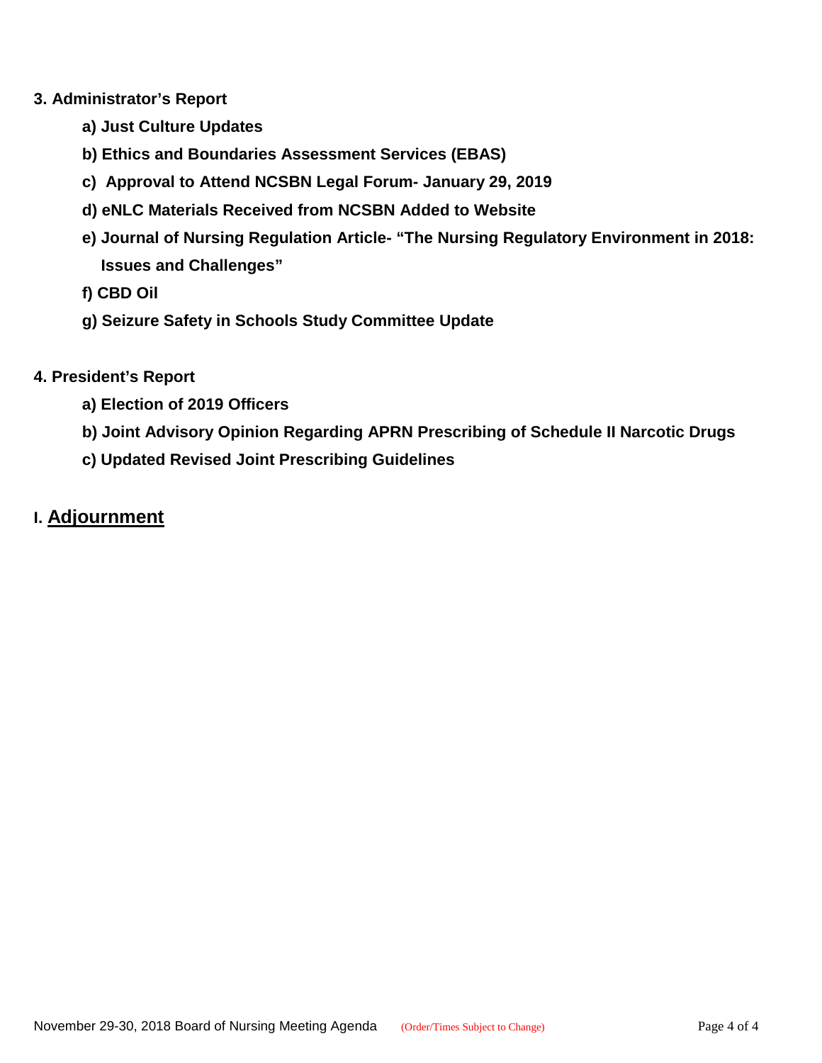**3. Administrator's Report**

- **a) Just Culture Updates**
- **b) Ethics and Boundaries Assessment Services (EBAS)**
- **c) Approval to Attend NCSBN Legal Forum- January 29, 2019**
- **d) eNLC Materials Received from NCSBN Added to Website**
- **e) Journal of Nursing Regulation Article- "The Nursing Regulatory Environment in 2018: Issues and Challenges"**
- **f) CBD Oil**
- **g) Seizure Safety in Schools Study Committee Update**

**4. President's Report**

- **a) Election of 2019 Officers**
- **b) Joint Advisory Opinion Regarding APRN Prescribing of Schedule II Narcotic Drugs**
- **c) Updated Revised Joint Prescribing Guidelines**

## I. Adjournment